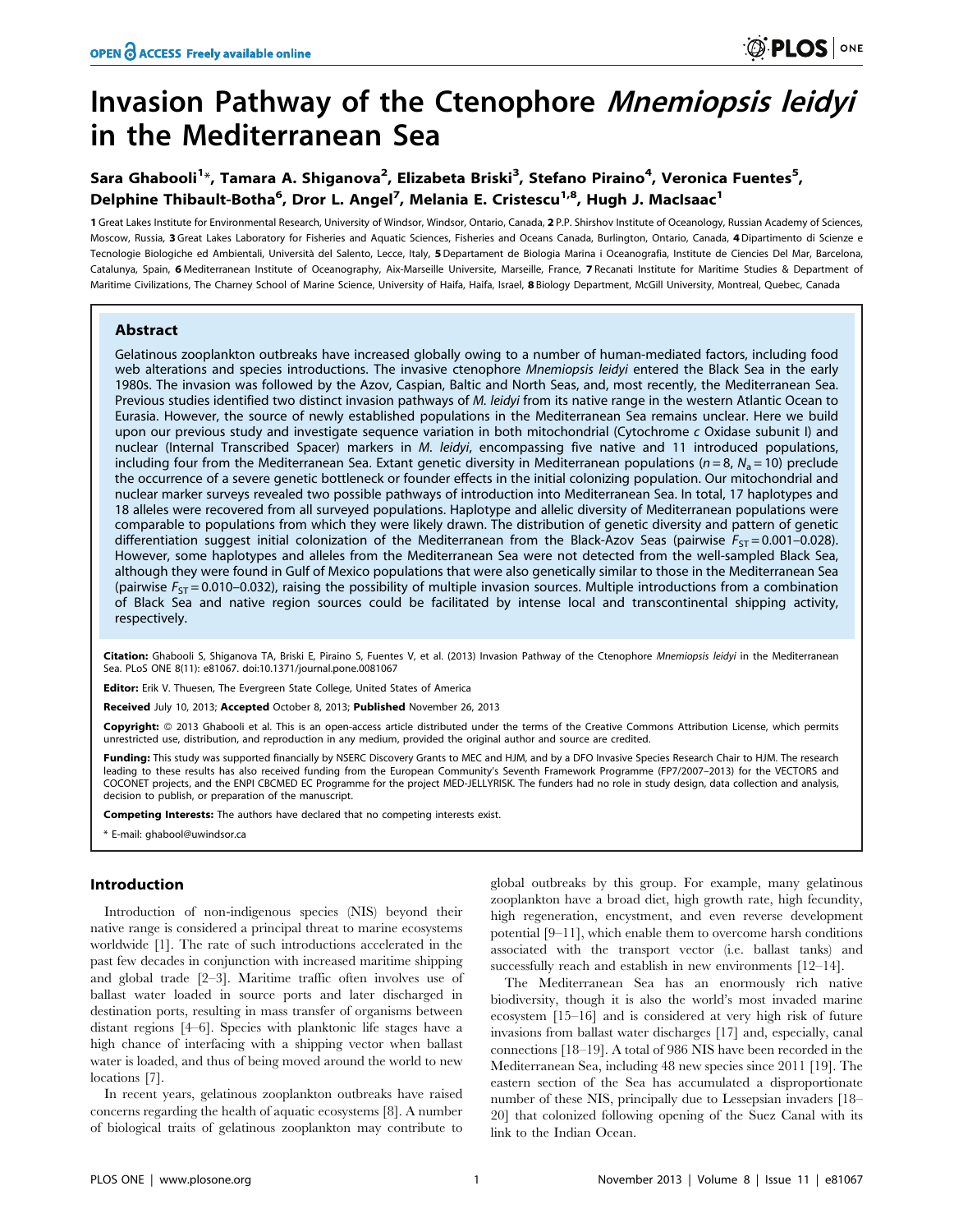# Invasion Pathway of the Ctenophore *Mnemiopsis leidyi* in the Mediterranean Sea

**Sara Ghabooli[1]*, Tamara A. Shiganova[2], Elizabeta Briski[3], Stefano Piraino[4], Veronica Fuentes[5], Delphine Thibault-Botha[6], Dror L. Angel[7], Melania E. Cristescu[1,8], Hugh J. MacIsaac[1]**

[1] Great Lakes Institute for Environmental Research, University of Windsor, Windsor, Ontario, Canada, [2] P.P. Shirshov Institute of Oceanology, Russian Academy of Sciences, Moscow, Russia, [3] Great Lakes Laboratory for Fisheries and Aquatic Sciences, Fisheries and Oceans Canada, Burlington, Ontario, Canada, [4] Dipartimento di Scienze e Tecnologie Biologiche ed Ambientali, Università del Salento, Lecce, Italy, [5] Departament de Biologia Marina i Oceanografia, Institute de Ciencies Del Mar, Barcelona, Catalunya, Spain, [6] Mediterranean Institute of Oceanography, Aix-Marseille Universite, Marseille, France, [7] Recanati Institute for Maritime Studies & Department of Maritime Civilizations, The Charney School of Marine Science, University of Haifa, Haifa, Israel, [8] Biology Department, McGill University, Montreal, Quebec, Canada

## Abstract

Gelatinous zooplankton outbreaks have increased globally owing to a number of human-mediated factors, including food web alterations and species introductions. The invasive ctenophore *Mnemiopsis leidyi* entered the Black Sea in the early 1980s. The invasion was followed by the Azov, Caspian, Baltic and North Seas, and, most recently, the Mediterranean Sea. Previous studies identified two distinct invasion pathways of *M. leidyi* from its native range in the western Atlantic Ocean to Eurasia. However, the source of newly established populations in the Mediterranean Sea remains unclear. Here we build upon our previous study and investigate sequence variation in both mitochondrial (Cytochrome *c* Oxidase subunit I) and nuclear (Internal Transcribed Spacer) markers in *M. leidyi*, encompassing five native and 11 introduced populations, including four from the Mediterranean Sea. Extant genetic diversity in Mediterranean populations ($n = 8$, $N_a = 10$) preclude the occurrence of a severe genetic bottleneck or founder effects in the initial colonizing population. Our mitochondrial and nuclear marker surveys revealed two possible pathways of introduction into Mediterranean Sea. In total, 17 haplotypes and 18 alleles were recovered from all surveyed populations. Haplotype and allelic diversity of Mediterranean populations were comparable to populations from which they were likely drawn. The distribution of genetic diversity and pattern of genetic differentiation suggest initial colonization of the Mediterranean from the Black-Azov Seas (pairwise $F_{ST} = 0.001–0.028$). However, some haplotypes and alleles from the Mediterranean Sea were not detected from the well-sampled Black Sea, although they were found in Gulf of Mexico populations that were also genetically similar to those in the Mediterranean Sea (pairwise $F_{ST} = 0.010–0.032$), raising the possibility of multiple invasion sources. Multiple introductions from a combination of Black Sea and native region sources could be facilitated by intense local and transcontinental shipping activity, respectively.

**Citation:** Ghabooli S, Shiganova TA, Briski E, Piraino S, Fuentes V, et al. (2013) Invasion Pathway of the Ctenophore *Mnemiopsis leidyi* in the Mediterranean Sea. PLoS ONE 8(11): e81067. doi:10.1371/journal.pone.0081067

**Editor:** Erik V. Thuesen, The Evergreen State College, United States of America

**Received** July 10, 2013; **Accepted** October 8, 2013; **Published** November 26, 2013

**Copyright:** © 2013 Ghabooli et al. This is an open-access article distributed under the terms of the Creative Commons Attribution License, which permits unrestricted use, distribution, and reproduction in any medium, provided the original author and source are credited.

**Funding:** This study was supported financially by NSERC Discovery Grants to MEC and HJM, and by a DFO Invasive Species Research Chair to HJM. The research leading to these results has also received funding from the European Community's Seventh Framework Programme (FP7/2007–2013) for the VECTORS and COCONET projects, and the ENPI CBCMED EC Programme for the project MED-JELLYRISK. The funders had no role in study design, data collection and analysis, decision to publish, or preparation of the manuscript.

**Competing Interests:** The authors have declared that no competing interests exist.

* E-mail: ghabool@uwindsor.ca

## Introduction

Introduction of non-indigenous species (NIS) beyond their native range is considered a principal threat to marine ecosystems worldwide [1]. The rate of such introductions accelerated in the past few decades in conjunction with increased maritime shipping and global trade [2–3]. Maritime traffic often involves use of ballast water loaded in source ports and later discharged in destination ports, resulting in mass transfer of organisms between distant regions [4–6]. Species with planktonic life stages have a high chance of interfacing with a shipping vector when ballast water is loaded, and thus of being moved around the world to new locations [7].

In recent years, gelatinous zooplankton outbreaks have raised concerns regarding the health of aquatic ecosystems [8]. A number of biological traits of gelatinous zooplankton may contribute to global outbreaks by this group. For example, many gelatinous zooplankton have a broad diet, high growth rate, high fecundity, high regeneration, encystment, and even reverse development potential [9–11], which enable them to overcome harsh conditions associated with the transport vector (i.e. ballast tanks) and successfully reach and establish in new environments [12–14].

The Mediterranean Sea has an enormously rich native biodiversity, though it is also the world's most invaded marine ecosystem [15–16] and is considered at very high risk of future invasions from ballast water discharges [17] and, especially, canal connections [18–19]. A total of 986 NIS have been recorded in the Mediterranean Sea, including 48 new species since 2011 [19]. The eastern section of the Sea has accumulated a disproportionate number of these NIS, principally due to Lessepsian invaders [18–20] that colonized following opening of the Suez Canal with its link to the Indian Ocean.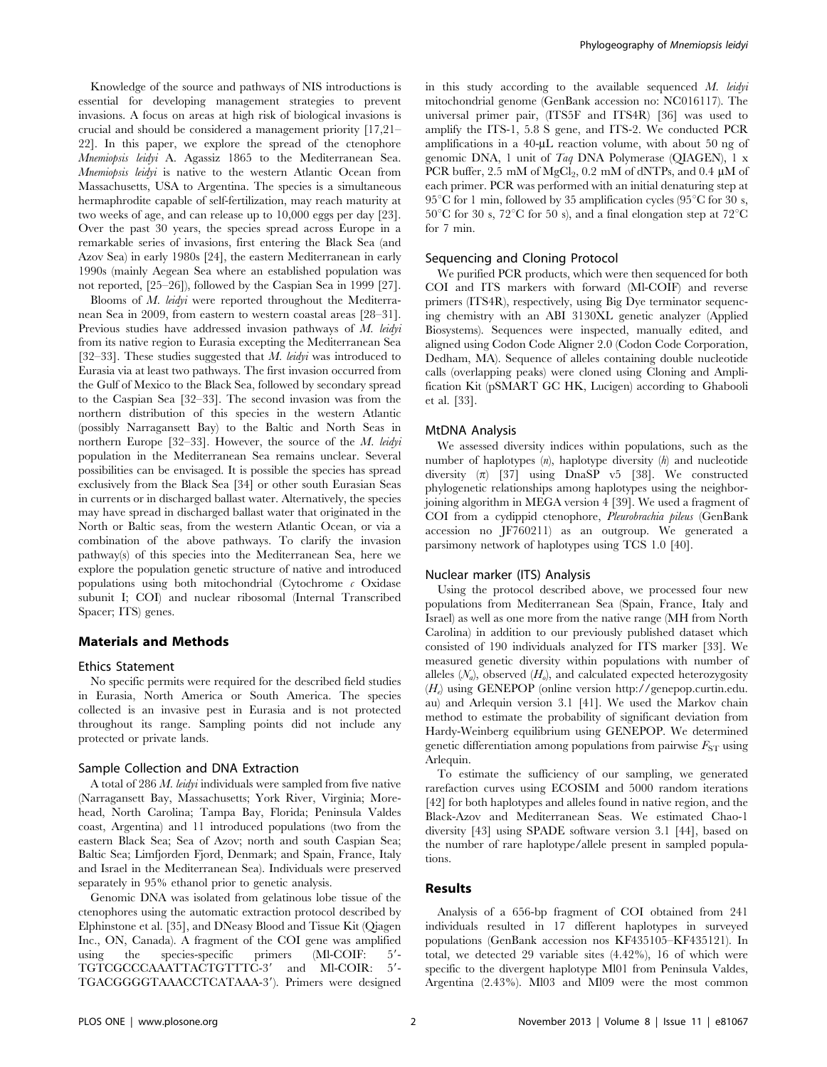Knowledge of the source and pathways of NIS introductions is essential for developing management strategies to prevent invasions. A focus on areas at high risk of biological invasions is crucial and should be considered a management priority [17,21–22]. In this paper, we explore the spread of the ctenophore *Mnemiopsis leidyi* A. Agassiz 1865 to the Mediterranean Sea. *Mnemiopsis leidyi* is native to the western Atlantic Ocean from Massachusetts, USA to Argentina. The species is a simultaneous hermaphrodite capable of self-fertilization, may reach maturity at two weeks of age, and can release up to 10,000 eggs per day [23]. Over the past 30 years, the species spread across Europe in a remarkable series of invasions, first entering the Black Sea (and Azov Sea) in early 1980s [24], the eastern Mediterranean in early 1990s (mainly Aegean Sea where an established population was not reported, [25–26]), followed by the Caspian Sea in 1999 [27].

Blooms of *M. leidyi* were reported throughout the Mediterranean Sea in 2009, from eastern to western coastal areas [28–31]. Previous studies have addressed invasion pathways of *M. leidyi* from its native region to Eurasia excepting the Mediterranean Sea [32–33]. These studies suggested that *M. leidyi* was introduced to Eurasia via at least two pathways. The first invasion occurred from the Gulf of Mexico to the Black Sea, followed by secondary spread to the Caspian Sea [32–33]. The second invasion was from the northern distribution of this species in the western Atlantic (possibly Narragansett Bay) to the Baltic and North Seas in northern Europe [32–33]. However, the source of the *M. leidyi* population in the Mediterranean Sea remains unclear. Several possibilities can be envisaged. It is possible the species has spread exclusively from the Black Sea [34] or other south Eurasian Seas in currents or in discharged ballast water. Alternatively, the species may have spread in discharged ballast water that originated in the North or Baltic seas, from the western Atlantic Ocean, or via a combination of the above pathways. To clarify the invasion pathway(s) of this species into the Mediterranean Sea, here we explore the population genetic structure of native and introduced populations using both mitochondrial (Cytochrome *c* Oxidase subunit I; COI) and nuclear ribosomal (Internal Transcribed Spacer; ITS) genes.

## Materials and Methods

### Ethics Statement

No specific permits were required for the described field studies in Eurasia, North America or South America. The species collected is an invasive pest in Eurasia and is not protected throughout its range. Sampling points did not include any protected or private lands.

### Sample Collection and DNA Extraction

A total of 286 *M. leidyi* individuals were sampled from five native (Narragansett Bay, Massachusetts; York River, Virginia; Morehead, North Carolina; Tampa Bay, Florida; Peninsula Valdes coast, Argentina) and 11 introduced populations (two from the eastern Black Sea; Sea of Azov; north and south Caspian Sea; Baltic Sea; Limfjorden Fjord, Denmark; and Spain, France, Italy and Israel in the Mediterranean Sea). Individuals were preserved separately in 95% ethanol prior to genetic analysis.

Genomic DNA was isolated from gelatinous lobe tissue of the ctenophores using the automatic extraction protocol described by Elphinstone et al. [35], and DNeasy Blood and Tissue Kit (Qiagen Inc., ON, Canada). A fragment of the COI gene was amplified using the species-specific primers (Ml-COIF: 5′-TGTCGCCCAAATTACTGTTTC-3′ and Ml-COIR: 5′-TGACGGGGTAAACCTCATAAA-3′). Primers were designed in this study according to the available sequenced *M. leidyi* mitochondrial genome (GenBank accession no: NC016117). The universal primer pair, (ITS5F and ITS4R) [36] was used to amplify the ITS-1, 5.8 S gene, and ITS-2. We conducted PCR amplifications in a 40-µL reaction volume, with about 50 ng of genomic DNA, 1 unit of *Taq* DNA Polymerase (QIAGEN), 1 x PCR buffer, 2.5 mM of $MgCl_2$, 0.2 mM of dNTPs, and 0.4 µM of each primer. PCR was performed with an initial denaturing step at 95°C for 1 min, followed by 35 amplification cycles (95°C for 30 s, 50°C for 30 s, 72°C for 50 s), and a final elongation step at 72°C for 7 min.

### Sequencing and Cloning Protocol

We purified PCR products, which were then sequenced for both COI and ITS markers with forward (Ml-COIF) and reverse primers (ITS4R), respectively, using Big Dye terminator sequencing chemistry with an ABI 3130XL genetic analyzer (Applied Biosystems). Sequences were inspected, manually edited, and aligned using Codon Code Aligner 2.0 (Codon Code Corporation, Dedham, MA). Sequence of alleles containing double nucleotide calls (overlapping peaks) were cloned using Cloning and Amplification Kit (pSMART GC HK, Lucigen) according to Ghabooli et al. [33].

### MtDNA Analysis

We assessed diversity indices within populations, such as the number of haplotypes ($n$), haplotype diversity ($h$) and nucleotide diversity ($\pi$) [37] using DnaSP v5 [38]. We constructed phylogenetic relationships among haplotypes using the neighbor-joining algorithm in MEGA version 4 [39]. We used a fragment of COI from a cydippid ctenophore, *Pleurobrachia pileus* (GenBank accession no JF760211) as an outgroup. We generated a parsimony network of haplotypes using TCS 1.0 [40].

### Nuclear marker (ITS) Analysis

Using the protocol described above, we processed four new populations from Mediterranean Sea (Spain, France, Italy and Israel) as well as one more from the native range (MH from North Carolina) in addition to our previously published dataset which consisted of 190 individuals analyzed for ITS marker [33]. We measured genetic diversity within populations with number of alleles ($N_a$), observed ($H_o$), and calculated expected heterozygosity ($H_e$) using GENEPOP (online version http://genepop.curtin.edu.au) and Arlequin version 3.1 [41]. We used the Markov chain method to estimate the probability of significant deviation from Hardy-Weinberg equilibrium using GENEPOP. We determined genetic differentiation among populations from pairwise $F_{ST}$ using Arlequin.

To estimate the sufficiency of our sampling, we generated rarefaction curves using ECOSIM and 5000 random iterations [42] for both haplotypes and alleles found in native region, and the Black-Azov and Mediterranean Seas. We estimated Chao-1 diversity [43] using SPADE software version 3.1 [44], based on the number of rare haplotype/allele present in sampled populations.

## Results

Analysis of a 656-bp fragment of COI obtained from 241 individuals resulted in 17 different haplotypes in surveyed populations (GenBank accession nos KF435105–KF435121). In total, we detected 29 variable sites (4.42%), 16 of which were specific to the divergent haplotype Ml01 from Peninsula Valdes, Argentina (2.43%). Ml03 and Ml09 were the most common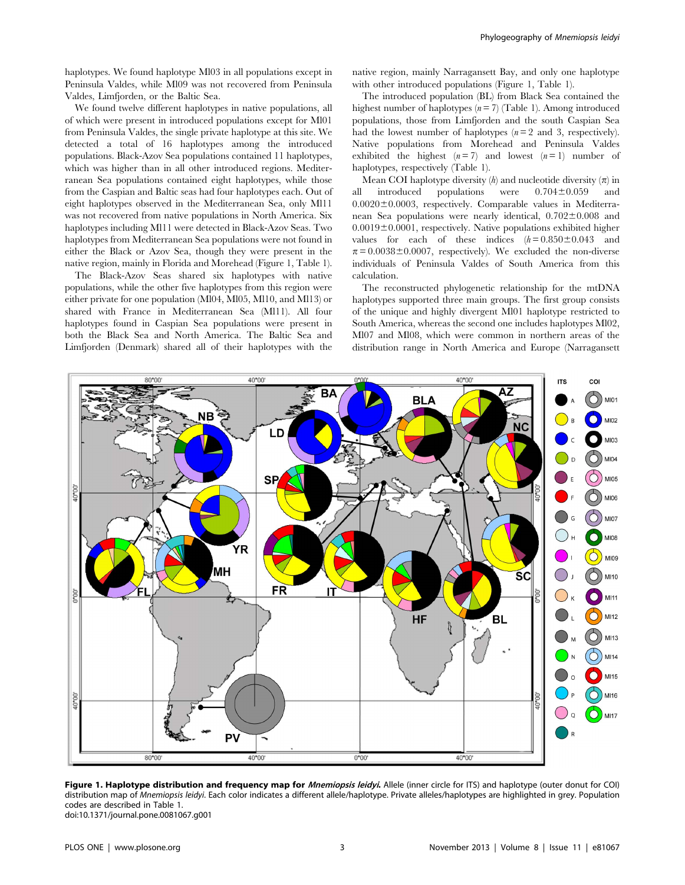haplotypes. We found haplotype Ml03 in all populations except in Peninsula Valdes, while Ml09 was not recovered from Peninsula Valdes, Limfjorden, or the Baltic Sea.

We found twelve different haplotypes in native populations, all of which were present in introduced populations except for Ml01 from Peninsula Valdes, the single private haplotype at this site. We detected a total of 16 haplotypes among the introduced populations. Black-Azov Sea populations contained 11 haplotypes, which was higher than in all other introduced regions. Mediterranean Sea populations contained eight haplotypes, while those from the Caspian and Baltic seas had four haplotypes each. Out of eight haplotypes observed in the Mediterranean Sea, only Ml11 was not recovered from native populations in North America. Six haplotypes including Ml11 were detected in Black-Azov Seas. Two haplotypes from Mediterranean Sea populations were not found in either the Black or Azov Sea, though they were present in the native region, mainly in Florida and Morehead (Figure 1, Table 1).

The Black-Azov Seas shared six haplotypes with native populations, while the other five haplotypes from this region were either private for one population (Ml04, Ml05, Ml10, and Ml13) or shared with France in Mediterranean Sea (Ml11). All four haplotypes found in Caspian Sea populations were present in both the Black Sea and North America. The Baltic Sea and Limfjorden (Denmark) shared all of their haplotypes with the native region, mainly Narragansett Bay, and only one haplotype with other introduced populations (Figure 1, Table 1).

The introduced population (BL) from Black Sea contained the highest number of haplotypes ($n = 7$) (Table 1). Among introduced populations, those from Limfjorden and the south Caspian Sea had the lowest number of haplotypes ($n = 2$ and 3, respectively). Native populations from Morehead and Peninsula Valdes exhibited the highest ($n = 7$) and lowest ($n = 1$) number of haplotypes, respectively (Table 1).

Mean COI haplotype diversity ($h$) and nucleotide diversity ($\pi$) in all introduced populations were $0.704 \pm 0.059$ and $0.0020 \pm 0.0003$, respectively. Comparable values in Mediterranean Sea populations were nearly identical, $0.702 \pm 0.008$ and $0.0019 \pm 0.0001$, respectively. Native populations exhibited higher values for each of these indices ($h = 0.850 \pm 0.043$ and $\pi = 0.0038 \pm 0.0007$, respectively). We excluded the non-diverse individuals of Peninsula Valdes of South America from this calculation.

The reconstructed phylogenetic relationship for the mtDNA haplotypes supported three main groups. The first group consists of the unique and highly divergent Ml01 haplotype restricted to South America, whereas the second one includes haplotypes Ml02, Ml07 and Ml08, which were common in northern areas of the distribution range in North America and Europe (Narragansett

**Figure 1. Haplotype distribution and frequency map for *Mnemiopsis leidyi*.** Allele (inner circle for ITS) and haplotype (outer donut for COI) distribution map of *Mnemiopsis leidyi*. Each color indicates a different allele/haplotype. Private alleles/haplotypes are highlighted in grey. Population codes are described in Table 1.
doi:10.1371/journal.pone.0081067.g001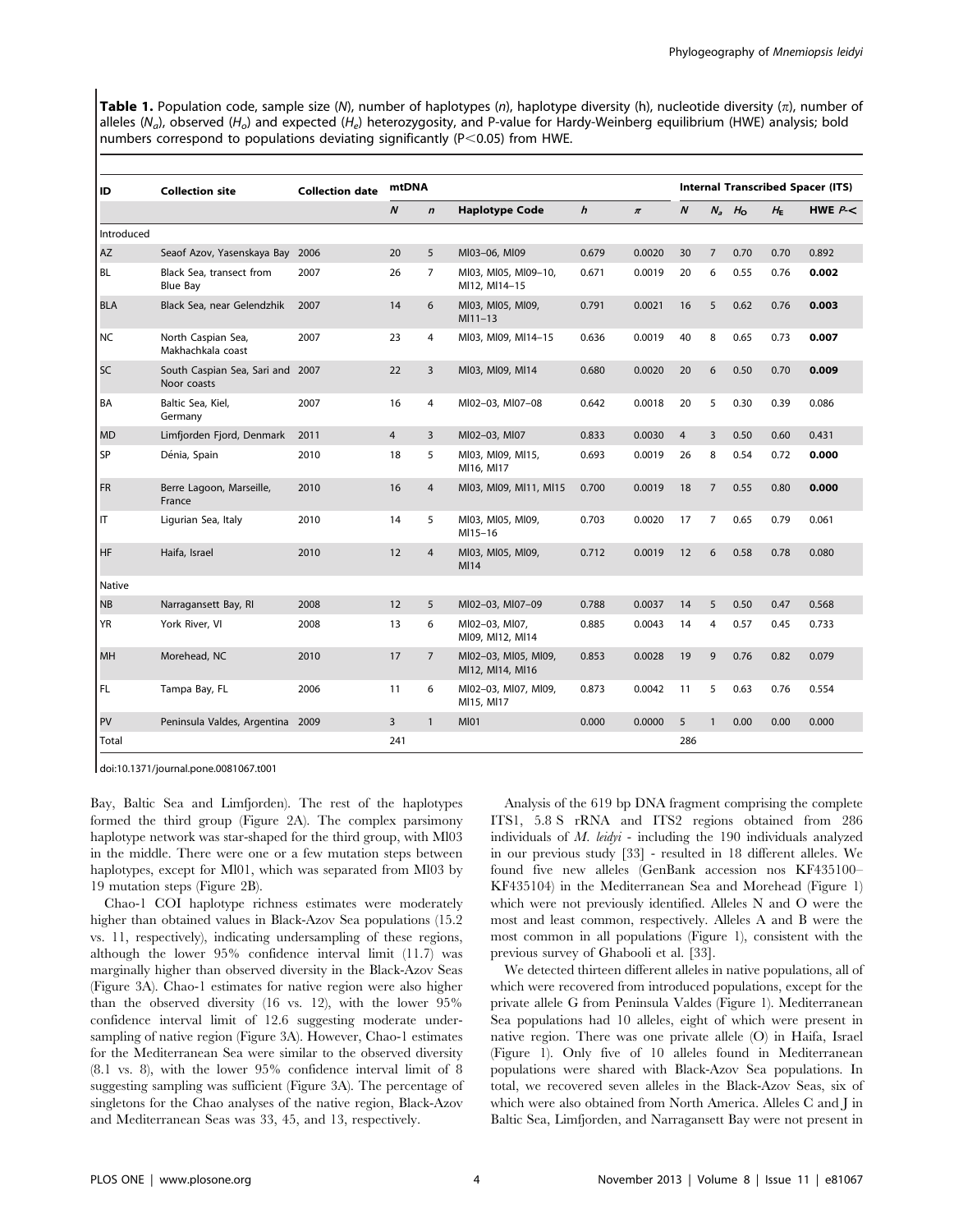**Table 1.** Population code, sample size (*N*), number of haplotypes (*n*), haplotype diversity (h), nucleotide diversity ($\pi$), number of alleles ($N_a$), observed ($H_o$) and expected ($H_e$) heterozygosity, and P-value for Hardy-Weinberg equilibrium (HWE) analysis; bold numbers correspond to populations deviating significantly (P<0.05) from HWE.

| ID | Collection site | Collection date | mtDNA | | | | | Internal Transcribed Spacer (ITS) | | | | |
|---|---|---|---|---|---|---|---|---|---|---|---|---|
| | | | *N* | *n* | Haplotype Code | *h* | $\pi$ | *N* | $N_a$ | $H_O$ | $H_E$ | HWE *P*-< |
| Introduced | | | | | | | | | | | | |
| AZ | Seaof Azov, Yasenskaya Bay | 2006 | 20 | 5 | Ml03–06, Ml09 | 0.679 | 0.0020 | 30 | 7 | 0.70 | 0.70 | 0.892 |
| BL | Black Sea, transect from Blue Bay | 2007 | 26 | 7 | Ml03, Ml05, Ml09–10, Ml12, Ml14–15 | 0.671 | 0.0019 | 20 | 6 | 0.55 | 0.76 | **0.002** |
| BLA | Black Sea, near Gelendzhik | 2007 | 14 | 6 | Ml03, Ml05, Ml09, Ml11–13 | 0.791 | 0.0021 | 16 | 5 | 0.62 | 0.76 | **0.003** |
| NC | North Caspian Sea, Makhachkala coast | 2007 | 23 | 4 | Ml03, Ml09, Ml14–15 | 0.636 | 0.0019 | 40 | 8 | 0.65 | 0.73 | **0.007** |
| SC | South Caspian Sea, Sari and Noor coasts | 2007 | 22 | 3 | Ml03, Ml09, Ml14 | 0.680 | 0.0020 | 20 | 6 | 0.50 | 0.70 | **0.009** |
| BA | Baltic Sea, Kiel, Germany | 2007 | 16 | 4 | Ml02–03, Ml07–08 | 0.642 | 0.0018 | 20 | 5 | 0.30 | 0.39 | 0.086 |
| MD | Limfjorden Fjord, Denmark | 2011 | 4 | 3 | Ml02–03, Ml07 | 0.833 | 0.0030 | 4 | 3 | 0.50 | 0.60 | 0.431 |
| SP | Dénia, Spain | 2010 | 18 | 5 | Ml03, Ml09, Ml15, Ml16, Ml17 | 0.693 | 0.0019 | 26 | 8 | 0.54 | 0.72 | **0.000** |
| FR | Berre Lagoon, Marseille, France | 2010 | 16 | 4 | Ml03, Ml09, Ml11, Ml15 | 0.700 | 0.0019 | 18 | 7 | 0.55 | 0.80 | **0.000** |
| IT | Ligurian Sea, Italy | 2010 | 14 | 5 | Ml03, Ml05, Ml09, Ml15–16 | 0.703 | 0.0020 | 17 | 7 | 0.65 | 0.79 | 0.061 |
| HF | Haifa, Israel | 2010 | 12 | 4 | Ml03, Ml05, Ml09, Ml14 | 0.712 | 0.0019 | 12 | 6 | 0.58 | 0.78 | 0.080 |
| Native | | | | | | | | | | | | |
| NB | Narragansett Bay, RI | 2008 | 12 | 5 | Ml02–03, Ml07–09 | 0.788 | 0.0037 | 14 | 5 | 0.50 | 0.47 | 0.568 |
| YR | York River, VI | 2008 | 13 | 6 | Ml02–03, Ml07, Ml09, Ml12, Ml14 | 0.885 | 0.0043 | 14 | 4 | 0.57 | 0.45 | 0.733 |
| MH | Morehead, NC | 2010 | 17 | 7 | Ml02–03, Ml05, Ml09, Ml12, Ml14, Ml16 | 0.853 | 0.0028 | 19 | 9 | 0.76 | 0.82 | 0.079 |
| FL | Tampa Bay, FL | 2006 | 11 | 6 | Ml02–03, Ml07, Ml09, Ml15, Ml17 | 0.873 | 0.0042 | 11 | 5 | 0.63 | 0.76 | 0.554 |
| PV | Peninsula Valdes, Argentina | 2009 | 3 | 1 | Ml01 | 0.000 | 0.0000 | 5 | 1 | 0.00 | 0.00 | 0.000 |
| Total | | | 241 | | | | | 286 | | | | |

doi:10.1371/journal.pone.0081067.t001

Bay, Baltic Sea and Limfjorden). The rest of the haplotypes formed the third group (Figure 2A). The complex parsimony haplotype network was star-shaped for the third group, with Ml03 in the middle. There were one or a few mutation steps between haplotypes, except for Ml01, which was separated from Ml03 by 19 mutation steps (Figure 2B).

Chao-1 COI haplotype richness estimates were moderately higher than obtained values in Black-Azov Sea populations (15.2 vs. 11, respectively), indicating undersampling of these regions, although the lower 95% confidence interval limit (11.7) was marginally higher than observed diversity in the Black-Azov Seas (Figure 3A). Chao-1 estimates for native region were also higher than the observed diversity (16 vs. 12), with the lower 95% confidence interval limit of 12.6 suggesting moderate undersampling of native region (Figure 3A). However, Chao-1 estimates for the Mediterranean Sea were similar to the observed diversity (8.1 vs. 8), with the lower 95% confidence interval limit of 8 suggesting sampling was sufficient (Figure 3A). The percentage of singletons for the Chao analyses of the native region, Black-Azov and Mediterranean Seas was 33, 45, and 13, respectively.

Analysis of the 619 bp DNA fragment comprising the complete ITS1, 5.8 S rRNA and ITS2 regions obtained from 286 individuals of *M. leidyi* - including the 190 individuals analyzed in our previous study [33] - resulted in 18 different alleles. We found five new alleles (GenBank accession nos KF435100–KF435104) in the Mediterranean Sea and Morehead (Figure 1) which were not previously identified. Alleles N and O were the most and least common, respectively. Alleles A and B were the most common in all populations (Figure 1), consistent with the previous survey of Ghabooli et al. [33].

We detected thirteen different alleles in native populations, all of which were recovered from introduced populations, except for the private allele G from Peninsula Valdes (Figure 1). Mediterranean Sea populations had 10 alleles, eight of which were present in native region. There was one private allele (O) in Haifa, Israel (Figure 1). Only five of 10 alleles found in Mediterranean populations were shared with Black-Azov Sea populations. In total, we recovered seven alleles in the Black-Azov Seas, six of which were also obtained from North America. Alleles C and J in Baltic Sea, Limfjorden, and Narragansett Bay were not present in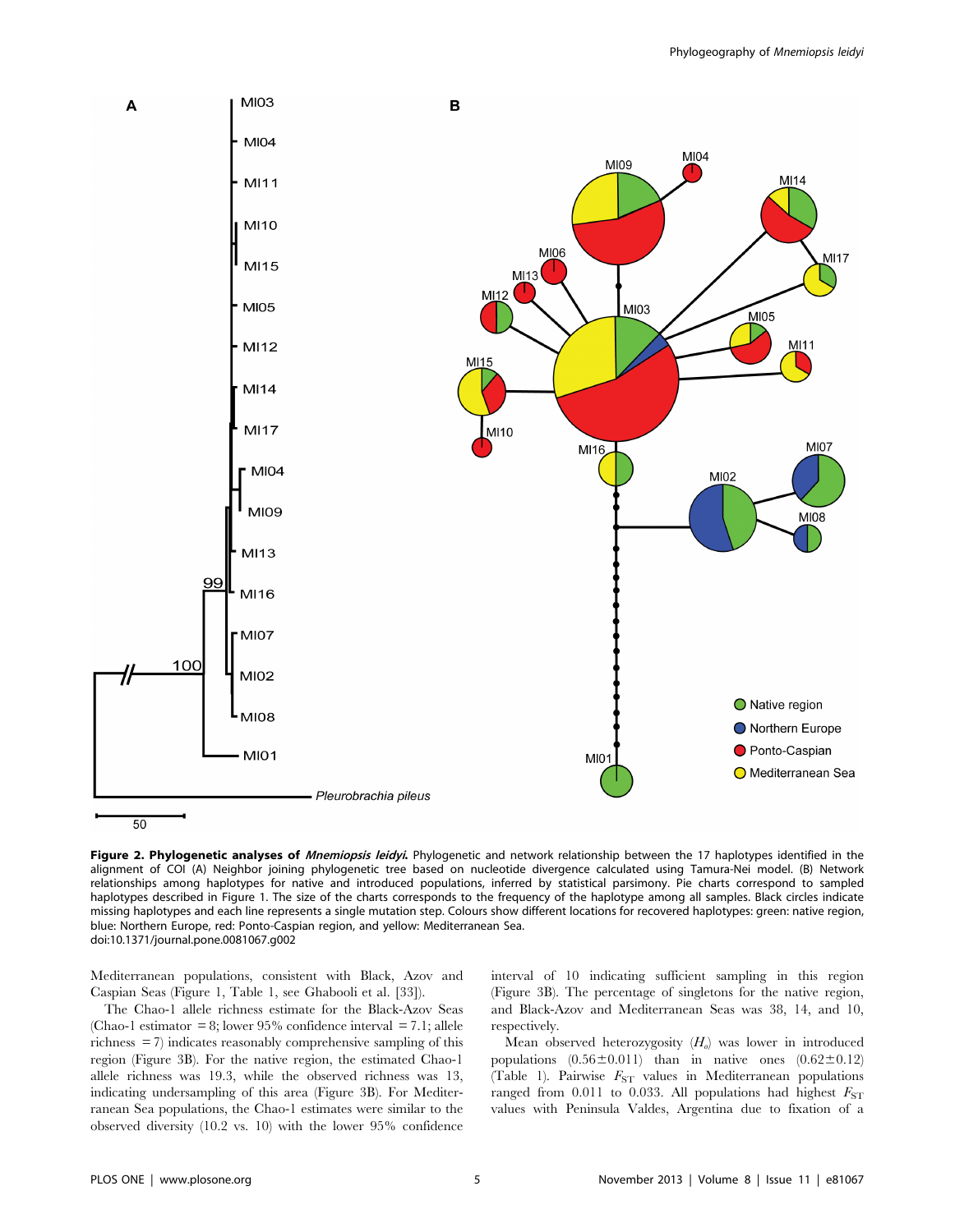**Figure 2. Phylogenetic analyses of *Mnemiopsis leidyi*.** Phylogenetic and network relationship between the 17 haplotypes identified in the alignment of COI (A) Neighbor joining phylogenetic tree based on nucleotide divergence calculated using Tamura-Nei model. (B) Network relationships among haplotypes for native and introduced populations, inferred by statistical parsimony. Pie charts correspond to sampled haplotypes described in Figure 1. The size of the charts corresponds to the frequency of the haplotype among all samples. Black circles indicate missing haplotypes and each line represents a single mutation step. Colours show different locations for recovered haplotypes: green: native region, blue: Northern Europe, red: Ponto-Caspian region, and yellow: Mediterranean Sea.
doi:10.1371/journal.pone.0081067.g002

Mediterranean populations, consistent with Black, Azov and Caspian Seas (Figure 1, Table 1, see Ghabooli et al. [33]).

The Chao-1 allele richness estimate for the Black-Azov Seas (Chao-1 estimator = 8; lower 95% confidence interval = 7.1; allele richness = 7) indicates reasonably comprehensive sampling of this region (Figure 3B). For the native region, the estimated Chao-1 allele richness was 19.3, while the observed richness was 13, indicating undersampling of this area (Figure 3B). For Mediterranean Sea populations, the Chao-1 estimates were similar to the observed diversity (10.2 vs. 10) with the lower 95% confidence interval of 10 indicating sufficient sampling in this region (Figure 3B). The percentage of singletons for the native region, and Black-Azov and Mediterranean Seas was 38, 14, and 10, respectively.

Mean observed heterozygosity ($H_o$) was lower in introduced populations (0.56±0.011) than in native ones (0.62±0.12) (Table 1). Pairwise $F_{ST}$ values in Mediterranean populations ranged from 0.011 to 0.033. All populations had highest $F_{ST}$ values with Peninsula Valdes, Argentina due to fixation of a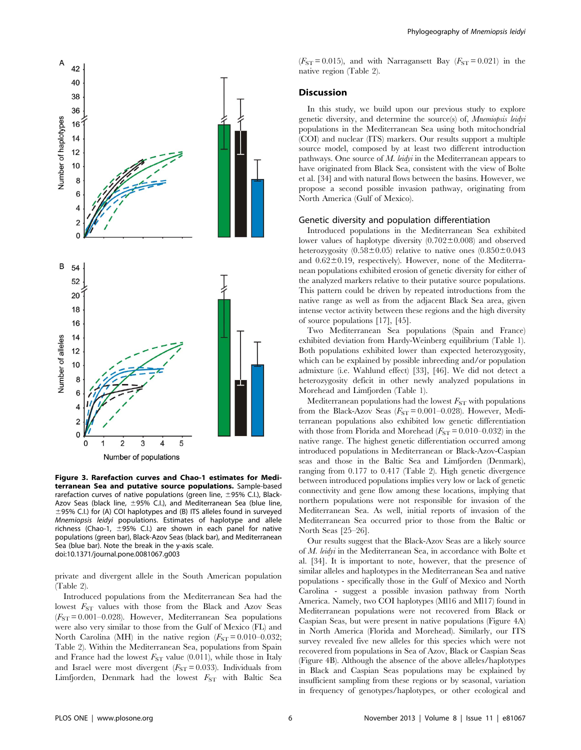**Figure 3. Rarefaction curves and Chao-1 estimates for Mediterranean Sea and putative source populations.** Sample-based rarefaction curves of native populations (green line, ±95% C.I.), Black-Azov Seas (black line, ±95% C.I.), and Mediterranean Sea (blue line, ±95% C.I.) for (A) COI haplotypes and (B) ITS alleles found in surveyed *Mnemiopsis leidyi* populations. Estimates of haplotype and allele richness (Chao-1, ±95% C.I.) are shown in each panel for native populations (green bar), Black-Azov Seas (black bar), and Mediterranean Sea (blue bar). Note the break in the y-axis scale.
doi:10.1371/journal.pone.0081067.g003

private and divergent allele in the South American population (Table 2).

Introduced populations from the Mediterranean Sea had the lowest $F_{ST}$ values with those from the Black and Azov Seas ($F_{ST} = 0.001$–$0.028$). However, Mediterranean Sea populations were also very similar to those from the Gulf of Mexico (FL) and North Carolina (MH) in the native region ($F_{ST} = 0.010$–$0.032$; Table 2). Within the Mediterranean Sea, populations from Spain and France had the lowest $F_{ST}$ value (0.011), while those in Italy and Israel were most divergent ($F_{ST} = 0.033$). Individuals from Limfjorden, Denmark had the lowest $F_{ST}$ with Baltic Sea ($F_{ST} = 0.015$), and with Narragansett Bay ($F_{ST} = 0.021$) in the native region (Table 2).

## Discussion

In this study, we build upon our previous study to explore genetic diversity, and determine the source(s) of, *Mnemiopsis leidyi* populations in the Mediterranean Sea using both mitochondrial (COI) and nuclear (ITS) markers. Our results support a multiple source model, composed by at least two different introduction pathways. One source of *M. leidyi* in the Mediterranean appears to have originated from Black Sea, consistent with the view of Bolte et al. [34] and with natural flows between the basins. However, we propose a second possible invasion pathway, originating from North America (Gulf of Mexico).

### Genetic diversity and population differentiation

Introduced populations in the Mediterranean Sea exhibited lower values of haplotype diversity (0.702±0.008) and observed heterozygosity (0.58±0.05) relative to native ones (0.850±0.043 and 0.62±0.19, respectively). However, none of the Mediterranean populations exhibited erosion of genetic diversity for either of the analyzed markers relative to their putative source populations. This pattern could be driven by repeated introductions from the native range as well as from the adjacent Black Sea area, given intense vector activity between these regions and the high diversity of source populations [17], [45].

Two Mediterranean Sea populations (Spain and France) exhibited deviation from Hardy-Weinberg equilibrium (Table 1). Both populations exhibited lower than expected heterozygosity, which can be explained by possible inbreeding and/or population admixture (i.e. Wahlund effect) [33], [46]. We did not detect a heterozygosity deficit in other newly analyzed populations in Morehead and Limfjorden (Table 1).

Mediterranean populations had the lowest $F_{ST}$ with populations from the Black-Azov Seas ($F_{ST} = 0.001$–$0.028$). However, Mediterranean populations also exhibited low genetic differentiation with those from Florida and Morehead ($F_{ST} = 0.010$–$0.032$) in the native range. The highest genetic differentiation occurred among introduced populations in Mediterranean or Black-Azov-Caspian seas and those in the Baltic Sea and Limfjorden (Denmark), ranging from 0.177 to 0.417 (Table 2). High genetic divergence between introduced populations implies very low or lack of genetic connectivity and gene flow among these locations, implying that northern populations were not responsible for invasion of the Mediterranean Sea. As well, initial reports of invasion of the Mediterranean Sea occurred prior to those from the Baltic or North Seas [25–26].

Our results suggest that the Black-Azov Seas are a likely source of *M. leidyi* in the Mediterranean Sea, in accordance with Bolte et al. [34]. It is important to note, however, that the presence of similar alleles and haplotypes in the Mediterranean Sea and native populations - specifically those in the Gulf of Mexico and North Carolina - suggest a possible invasion pathway from North America. Namely, two COI haplotypes (Ml16 and Ml17) found in Mediterranean populations were not recovered from Black or Caspian Seas, but were present in native populations (Figure 4A) in North America (Florida and Morehead). Similarly, our ITS survey revealed five new alleles for this species which were not recovered from populations in Sea of Azov, Black or Caspian Seas (Figure 4B). Although the absence of the above alleles/haplotypes in Black and Caspian Seas populations may be explained by insufficient sampling from these regions or by seasonal, variation in frequency of genotypes/haplotypes, or other ecological and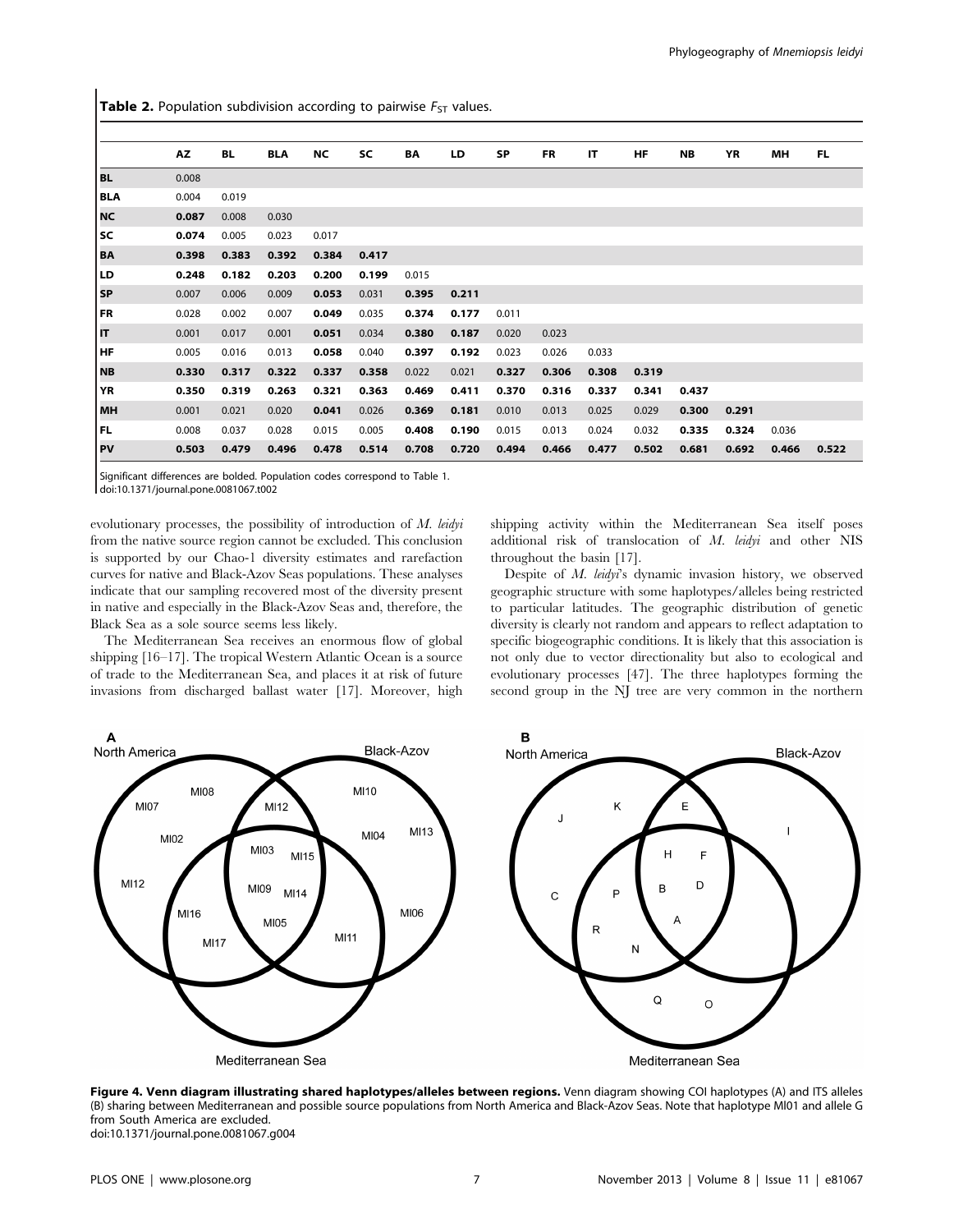**Table 2.** Population subdivision according to pairwise $F_{ST}$ values.

| | AZ | BL | BLA | NC | SC | BA | LD | SP | FR | IT | HF | NB | YR | MH | FL |
|---|---|---|---|---|---|---|---|---|---|---|---|---|---|---|---|
| **BL** | 0.008 | | | | | | | | | | | | | | |
| **BLA** | 0.004 | 0.019 | | | | | | | | | | | | | |
| **NC** | **0.087** | 0.008 | 0.030 | | | | | | | | | | | | |
| **SC** | **0.074** | 0.005 | 0.023 | 0.017 | | | | | | | | | | | |
| **BA** | **0.398** | **0.383** | **0.392** | **0.384** | **0.417** | | | | | | | | | | |
| **LD** | **0.248** | **0.182** | **0.203** | **0.200** | **0.199** | 0.015 | | | | | | | | | |
| **SP** | 0.007 | 0.006 | 0.009 | **0.053** | 0.031 | **0.395** | **0.211** | | | | | | | | |
| **FR** | 0.028 | 0.002 | 0.007 | **0.049** | 0.035 | **0.374** | **0.177** | 0.011 | | | | | | | |
| **IT** | 0.001 | 0.017 | 0.001 | **0.051** | 0.034 | **0.380** | **0.187** | 0.020 | 0.023 | | | | | | |
| **HF** | 0.005 | 0.016 | 0.013 | **0.058** | 0.040 | **0.397** | **0.192** | 0.023 | 0.026 | 0.033 | | | | | |
| **NB** | **0.330** | **0.317** | **0.322** | **0.337** | **0.358** | 0.022 | 0.021 | **0.327** | **0.306** | **0.308** | **0.319** | | | | |
| **YR** | **0.350** | **0.319** | **0.263** | **0.321** | **0.363** | **0.469** | **0.411** | **0.370** | **0.316** | **0.337** | **0.341** | **0.437** | | | |
| **MH** | 0.001 | 0.021 | 0.020 | **0.041** | 0.026 | **0.369** | **0.181** | 0.010 | 0.013 | 0.025 | 0.029 | **0.300** | **0.291** | | |
| **FL** | 0.008 | 0.037 | 0.028 | 0.015 | 0.005 | **0.408** | **0.190** | 0.015 | 0.013 | 0.024 | 0.032 | **0.335** | **0.324** | 0.036 | |
| **PV** | **0.503** | **0.479** | **0.496** | **0.478** | **0.514** | **0.708** | **0.720** | **0.494** | **0.466** | **0.477** | **0.502** | **0.681** | **0.692** | **0.466** | **0.522** |

Significant differences are bolded. Population codes correspond to Table 1.
doi:10.1371/journal.pone.0081067.t002

evolutionary processes, the possibility of introduction of *M. leidyi* from the native source region cannot be excluded. This conclusion is supported by our Chao-1 diversity estimates and rarefaction curves for native and Black-Azov Seas populations. These analyses indicate that our sampling recovered most of the diversity present in native and especially in the Black-Azov Seas and, therefore, the Black Sea as a sole source seems less likely.

The Mediterranean Sea receives an enormous flow of global shipping [16–17]. The tropical Western Atlantic Ocean is a source of trade to the Mediterranean Sea, and places it at risk of future invasions from discharged ballast water [17]. Moreover, high shipping activity within the Mediterranean Sea itself poses additional risk of translocation of *M. leidyi* and other NIS throughout the basin [17].

Despite of *M. leidyi*'s dynamic invasion history, we observed geographic structure with some haplotypes/alleles being restricted to particular latitudes. The geographic distribution of genetic diversity is clearly not random and appears to reflect adaptation to specific biogeographic conditions. It is likely that this association is not only due to vector directionality but also to ecological and evolutionary processes [47]. The three haplotypes forming the second group in the NJ tree are very common in the northern

**Figure 4. Venn diagram illustrating shared haplotypes/alleles between regions.** Venn diagram showing COI haplotypes (A) and ITS alleles (B) sharing between Mediterranean and possible source populations from North America and Black-Azov Seas. Note that haplotype MI01 and allele G from South America are excluded.
doi:10.1371/journal.pone.0081067.g004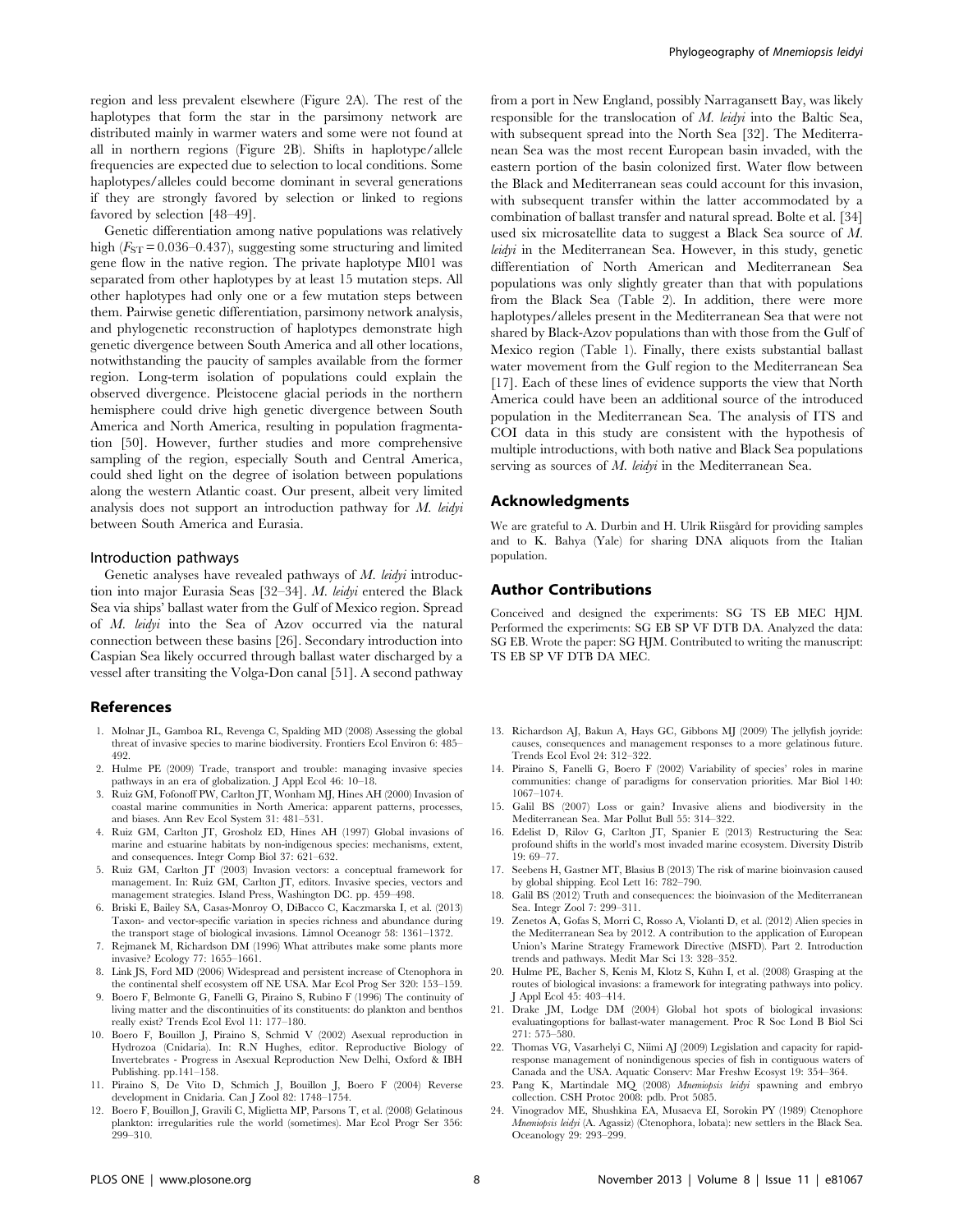region and less prevalent elsewhere (Figure 2A). The rest of the haplotypes that form the star in the parsimony network are distributed mainly in warmer waters and some were not found at all in northern regions (Figure 2B). Shifts in haplotype/allele frequencies are expected due to selection to local conditions. Some haplotypes/alleles could become dominant in several generations if they are strongly favored by selection or linked to regions favored by selection [48–49].

Genetic differentiation among native populations was relatively high ($F_{ST}$ = 0.036–0.437), suggesting some structuring and limited gene flow in the native region. The private haplotype Ml01 was separated from other haplotypes by at least 15 mutation steps. All other haplotypes had only one or a few mutation steps between them. Pairwise genetic differentiation, parsimony network analysis, and phylogenetic reconstruction of haplotypes demonstrate high genetic divergence between South America and all other locations, notwithstanding the paucity of samples available from the former region. Long-term isolation of populations could explain the observed divergence. Pleistocene glacial periods in the northern hemisphere could drive high genetic divergence between South America and North America, resulting in population fragmentation [50]. However, further studies and more comprehensive sampling of the region, especially South and Central America, could shed light on the degree of isolation between populations along the western Atlantic coast. Our present, albeit very limited analysis does not support an introduction pathway for *M. leidyi* between South America and Eurasia.

### Introduction pathways

Genetic analyses have revealed pathways of *M. leidyi* introduction into major Eurasia Seas [32–34]. *M. leidyi* entered the Black Sea via ships' ballast water from the Gulf of Mexico region. Spread of *M. leidyi* into the Sea of Azov occurred via the natural connection between these basins [26]. Secondary introduction into Caspian Sea likely occurred through ballast water discharged by a vessel after transiting the Volga-Don canal [51]. A second pathway from a port in New England, possibly Narragansett Bay, was likely responsible for the translocation of *M. leidyi* into the Baltic Sea, with subsequent spread into the North Sea [32]. The Mediterranean Sea was the most recent European basin invaded, with the eastern portion of the basin colonized first. Water flow between the Black and Mediterranean seas could account for this invasion, with subsequent transfer within the latter accommodated by a combination of ballast transfer and natural spread. Bolte et al. [34] used six microsatellite data to suggest a Black Sea source of *M. leidyi* in the Mediterranean Sea. However, in this study, genetic differentiation of North American and Mediterranean Sea populations was only slightly greater than that with populations from the Black Sea (Table 2). In addition, there were more haplotypes/alleles present in the Mediterranean Sea that were not shared by Black-Azov populations than with those from the Gulf of Mexico region (Table 1). Finally, there exists substantial ballast water movement from the Gulf region to the Mediterranean Sea [17]. Each of these lines of evidence supports the view that North America could have been an additional source of the introduced population in the Mediterranean Sea. The analysis of ITS and COI data in this study are consistent with the hypothesis of multiple introductions, with both native and Black Sea populations serving as sources of *M. leidyi* in the Mediterranean Sea.

## Acknowledgments

We are grateful to A. Durbin and H. Ulrik Riisgård for providing samples and to K. Bahya (Yale) for sharing DNA aliquots from the Italian population.

## Author Contributions

Conceived and designed the experiments: SG TS EB MEC HJM. Performed the experiments: SG EB SP VF DTB DA. Analyzed the data: SG EB. Wrote the paper: SG HJM. Contributed to writing the manuscript: TS EB SP VF DTB DA MEC.

## References

1. Molnar JL, Gamboa RL, Revenga C, Spalding MD (2008) Assessing the global threat of invasive species to marine biodiversity. Frontiers Ecol Environ 6: 485–492.
2. Hulme PE (2009) Trade, transport and trouble: managing invasive species pathways in an era of globalization. J Appl Ecol 46: 10–18.
3. Ruiz GM, Fofonoff PW, Carlton JT, Wonham MJ, Hines AH (2000) Invasion of coastal marine communities in North America: apparent patterns, processes, and biases. Ann Rev Ecol System 31: 481–531.
4. Ruiz GM, Carlton JT, Grosholz ED, Hines AH (1997) Global invasions of marine and estuarine habitats by non-indigenous species: mechanisms, extent, and consequences. Integr Comp Biol 37: 621–632.
5. Ruiz GM, Carlton JT (2003) Invasion vectors: a conceptual framework for management. In: Ruiz GM, Carlton JT, editors. Invasive species, vectors and management strategies. Island Press, Washington DC. pp. 459–498.
6. Briski E, Bailey SA, Casas-Monroy O, DiBacco C, Kaczmarska I, et al. (2013) Taxon- and vector-specific variation in species richness and abundance during the transport stage of biological invasions. Limnol Oceanogr 58: 1361–1372.
7. Rejmanek M, Richardson DM (1996) What attributes make some plants more invasive? Ecology 77: 1655–1661.
8. Link JS, Ford MD (2006) Widespread and persistent increase of Ctenophora in the continental shelf ecosystem off NE USA. Mar Ecol Prog Ser 320: 153–159.
9. Boero F, Belmonte G, Fanelli G, Piraino S, Rubino F (1996) The continuity of living matter and the discontinuities of its constituents: do plankton and benthos really exist? Trends Ecol Evol 11: 177–180.
10. Boero F, Bouillon J, Piraino S, Schmid V (2002) Asexual reproduction in Hydrozoa (Cnidaria). In: R.N Hughes, editor. Reproductive Biology of Invertebrates - Progress in Asexual Reproduction New Delhi, Oxford & IBH Publishing. pp.141–158.
11. Piraino S, De Vito D, Schmich J, Bouillon J, Boero F (2004) Reverse development in Cnidaria. Can J Zool 82: 1748–1754.
12. Boero F, Bouillon J, Gravili C, Miglietta MP, Parsons T, et al. (2008) Gelatinous plankton: irregularities rule the world (sometimes). Mar Ecol Progr Ser 356: 299–310.
13. Richardson AJ, Bakun A, Hays GC, Gibbons MJ (2009) The jellyfish joyride: causes, consequences and management responses to a more gelatinous future. Trends Ecol Evol 24: 312–322.
14. Piraino S, Fanelli G, Boero F (2002) Variability of species' roles in marine communities: change of paradigms for conservation priorities. Mar Biol 140: 1067–1074.
15. Galil BS (2007) Loss or gain? Invasive aliens and biodiversity in the Mediterranean Sea. Mar Pollut Bull 55: 314–322.
16. Edelist D, Rilov G, Carlton JT, Spanier E (2013) Restructuring the Sea: profound shifts in the world's most invaded marine ecosystem. Diversity Distrib 19: 69–77.
17. Seebens H, Gastner MT, Blasius B (2013) The risk of marine bioinvasion caused by global shipping. Ecol Lett 16: 782–790.
18. Galil BS (2012) Truth and consequences: the bioinvasion of the Mediterranean Sea. Integr Zool 7: 299–311.
19. Zenetos A, Gofas S, Morri C, Rosso A, Violanti D, et al. (2012) Alien species in the Mediterranean Sea by 2012. A contribution to the application of European Union's Marine Strategy Framework Directive (MSFD). Part 2. Introduction trends and pathways. Medit Mar Sci 13: 328–352.
20. Hulme PE, Bacher S, Kenis M, Klotz S, Kühn I, et al. (2008) Grasping at the routes of biological invasions: a framework for integrating pathways into policy. J Appl Ecol 45: 403–414.
21. Drake JM, Lodge DM (2004) Global hot spots of biological invasions: evaluatingoptions for ballast-water management. Proc R Soc Lond B Biol Sci 271: 575–580.
22. Thomas VG, Vasarhelyi C, Niimi AJ (2009) Legislation and capacity for rapid-response management of nonindigenous species of fish in contiguous waters of Canada and the USA. Aquatic Conserv: Mar Freshw Ecosyst 19: 354–364.
23. Pang K, Martindale MQ (2008) *Mnemiopsis leidyi* spawning and embryo collection. CSH Protoc 2008: pdb. Prot 5085.
24. Vinogradov ME, Shushkina EA, Musaeva EI, Sorokin PY (1989) Ctenophore *Mnemiopsis leidyi* (A. Agassiz) (Ctenophora, lobata): new settlers in the Black Sea. Oceanology 29: 293–299.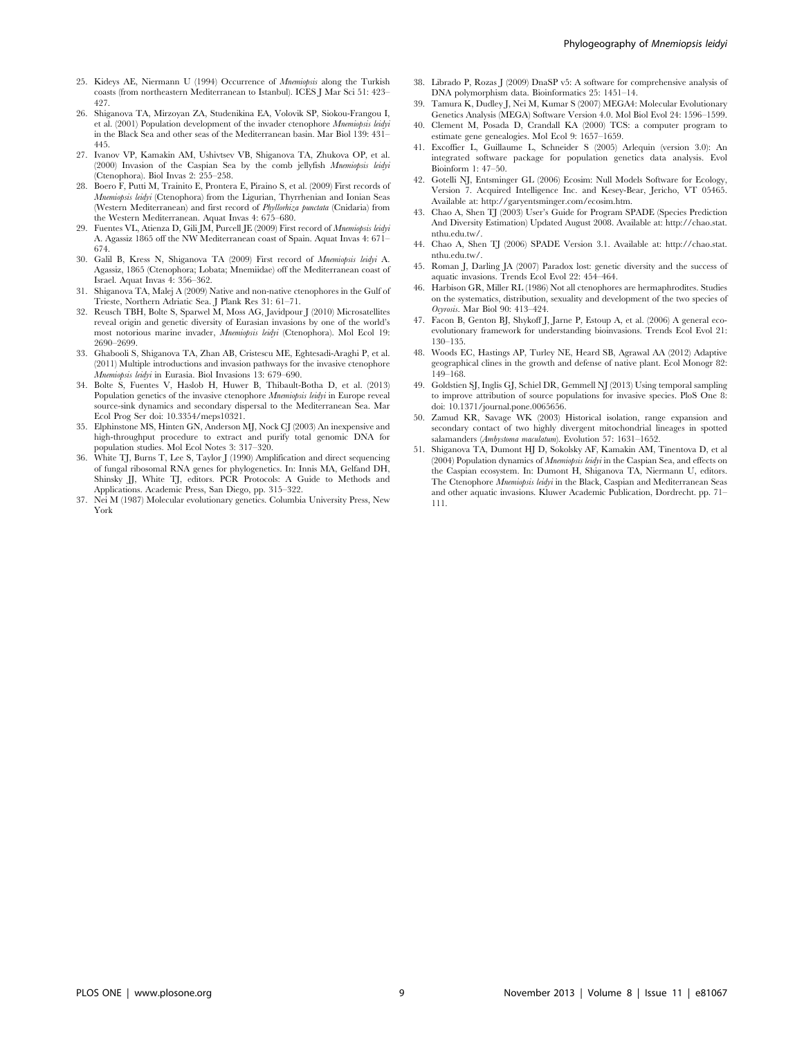25. Kideys AE, Niermann U (1994) Occurrence of *Mnemiopsis* along the Turkish coasts (from northeastern Mediterranean to Istanbul). ICES J Mar Sci 51: 423–427.
26. Shiganova TA, Mirzoyan ZA, Studenikina EA, Volovik SP, Siokou-Frangou I, et al. (2001) Population development of the invader ctenophore *Mnemiopsis leidyi* in the Black Sea and other seas of the Mediterranean basin. Mar Biol 139: 431–445.
27. Ivanov VP, Kamakin AM, Ushivtsev VB, Shiganova TA, Zhukova OP, et al. (2000) Invasion of the Caspian Sea by the comb jellyfish *Mnemiopsis leidyi* (Ctenophora). Biol Invas 2: 255–258.
28. Boero F, Putti M, Trainito E, Prontera E, Piraino S, et al. (2009) First records of *Mnemiopsis leidyi* (Ctenophora) from the Ligurian, Thyrrhenian and Ionian Seas (Western Mediterranean) and first record of *Phyllorhiza punctata* (Cnidaria) from the Western Mediterranean. Aquat Invas 4: 675–680.
29. Fuentes VL, Atienza D, Gili JM, Purcell JE (2009) First record of *Mnemiopsis leidyi* A. Agassiz 1865 off the NW Mediterranean coast of Spain. Aquat Invas 4: 671–674.
30. Galil B, Kress N, Shiganova TA (2009) First record of *Mnemiopsis leidyi* A. Agassiz, 1865 (Ctenophora; Lobata; Mnemiidae) off the Mediterranean coast of Israel. Aquat Invas 4: 356–362.
31. Shiganova TA, Malej A (2009) Native and non-native ctenophores in the Gulf of Trieste, Northern Adriatic Sea. J Plank Res 31: 61–71.
32. Reusch TBH, Bolte S, Sparwel M, Moss AG, Javidpour J (2010) Microsatellites reveal origin and genetic diversity of Eurasian invasions by one of the world's most notorious marine invader, *Mnemiopsis leidyi* (Ctenophora). Mol Ecol 19: 2690–2699.
33. Ghabooli S, Shiganova TA, Zhan AB, Cristescu ME, Eghtesadi-Araghi P, et al. (2011) Multiple introductions and invasion pathways for the invasive ctenophore *Mnemiopsis leidyi* in Eurasia. Biol Invasions 13: 679–690.
34. Bolte S, Fuentes V, Haslob H, Huwer B, Thibault-Botha D, et al. (2013) Population genetics of the invasive ctenophore *Mnemiopsis leidyi* in Europe reveal source-sink dynamics and secondary dispersal to the Mediterranean Sea. Mar Ecol Prog Ser doi: 10.3354/meps10321.
35. Elphinstone MS, Hinten GN, Anderson MJ, Nock CJ (2003) An inexpensive and high-throughput procedure to extract and purify total genomic DNA for population studies. Mol Ecol Notes 3: 317–320.
36. White TJ, Burns T, Lee S, Taylor J (1990) Amplification and direct sequencing of fungal ribosomal RNA genes for phylogenetics. In: Innis MA, Gelfand DH, Shinsky JJ, White TJ, editors. PCR Protocols: A Guide to Methods and Applications. Academic Press, San Diego, pp. 315–322.
37. Nei M (1987) Molecular evolutionary genetics. Columbia University Press, New York
38. Librado P, Rozas J (2009) DnaSP v5: A software for comprehensive analysis of DNA polymorphism data. Bioinformatics 25: 1451–14.
39. Tamura K, Dudley J, Nei M, Kumar S (2007) MEGA4: Molecular Evolutionary Genetics Analysis (MEGA) Software Version 4.0. Mol Biol Evol 24: 1596–1599.
40. Clement M, Posada D, Crandall KA (2000) TCS: a computer program to estimate gene genealogies. Mol Ecol 9: 1657–1659.
41. Excoffier L, Guillaume L, Schneider S (2005) Arlequin (version 3.0): An integrated software package for population genetics data analysis. Evol Bioinform 1: 47–50.
42. Gotelli NJ, Entsminger GL (2006) Ecosim: Null Models Software for Ecology, Version 7. Acquired Intelligence Inc. and Kesey-Bear, Jericho, VT 05465. Available at: http://garyentsminger.com/ecosim.htm.
43. Chao A, Shen TJ (2003) User's Guide for Program SPADE (Species Prediction And Diversity Estimation) Updated August 2008. Available at: http://chao.stat.nthu.edu.tw/.
44. Chao A, Shen TJ (2006) SPADE Version 3.1. Available at: http://chao.stat.nthu.edu.tw/.
45. Roman J, Darling JA (2007) Paradox lost: genetic diversity and the success of aquatic invasions. Trends Ecol Evol 22: 454–464.
46. Harbison GR, Miller RL (1986) Not all ctenophores are hermaphrodites. Studies on the systematics, distribution, sexuality and development of the two species of *Ocyrosis*. Mar Biol 90: 413–424.
47. Facon B, Genton BJ, Shykoff J, Jarne P, Estoup A, et al. (2006) A general eco-evolutionary framework for understanding bioinvasions. Trends Ecol Evol 21: 130–135.
48. Woods EC, Hastings AP, Turley NE, Heard SB, Agrawal AA (2012) Adaptive geographical clines in the growth and defense of native plant. Ecol Monogr 82: 149–168.
49. Goldstien SJ, Inglis GJ, Schiel DR, Gemmell NJ (2013) Using temporal sampling to improve attribution of source populations for invasive species. PloS One 8: doi: 10.1371/journal.pone.0065656.
50. Zamud KR, Savage WK (2003) Historical isolation, range expansion and secondary contact of two highly divergent mitochondrial lineages in spotted salamanders (*Ambystoma maculatum*). Evolution 57: 1631–1652.
51. Shiganova TA, Dumont HJ D, Sokolsky AF, Kamakin AM, Tinentova D, et al (2004) Population dynamics of *Mnemiopsis leidyi* in the Caspian Sea, and effects on the Caspian ecosystem. In: Dumont H, Shiganova TA, Niermann U, editors. The Ctenophore *Mnemiopsis leidyi* in the Black, Caspian and Mediterranean Seas and other aquatic invasions. Kluwer Academic Publication, Dordrecht. pp. 71–111.